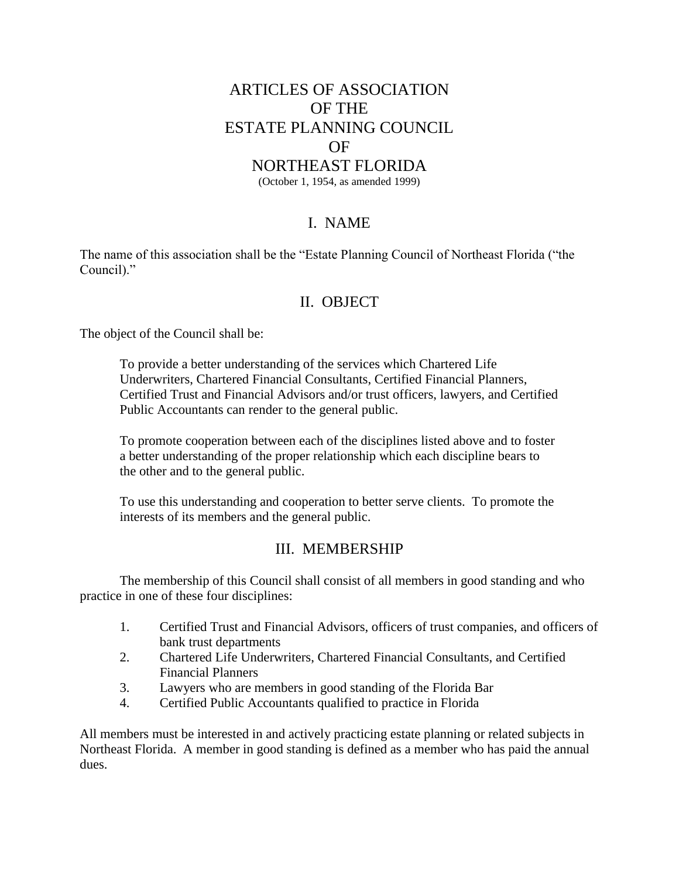# ARTICLES OF ASSOCIATION OF THE ESTATE PLANNING COUNCIL OF NORTHEAST FLORIDA

(October 1, 1954, as amended 1999)

## I. NAME

The name of this association shall be the "Estate Planning Council of Northeast Florida ("the Council)."

## II. OBJECT

The object of the Council shall be:

> To provide a better understanding of the services which Chartered Life Underwriters, Chartered Financial Consultants, Certified Financial Planners, Certified Trust and Financial Advisors and/or trust officers, lawyers, and Certified Public Accountants can render to the general public.
>
> To promote cooperation between each of the disciplines listed above and to foster a better understanding of the proper relationship which each discipline bears to the other and to the general public.
>
> To use this understanding and cooperation to better serve clients. To promote the interests of its members and the general public.

## III. MEMBERSHIP

The membership of this Council shall consist of all members in good standing and who practice in one of these four disciplines:

1. Certified Trust and Financial Advisors, officers of trust companies, and officers of bank trust departments
2. Chartered Life Underwriters, Chartered Financial Consultants, and Certified Financial Planners
3. Lawyers who are members in good standing of the Florida Bar
4. Certified Public Accountants qualified to practice in Florida

All members must be interested in and actively practicing estate planning or related subjects in Northeast Florida. A member in good standing is defined as a member who has paid the annual dues.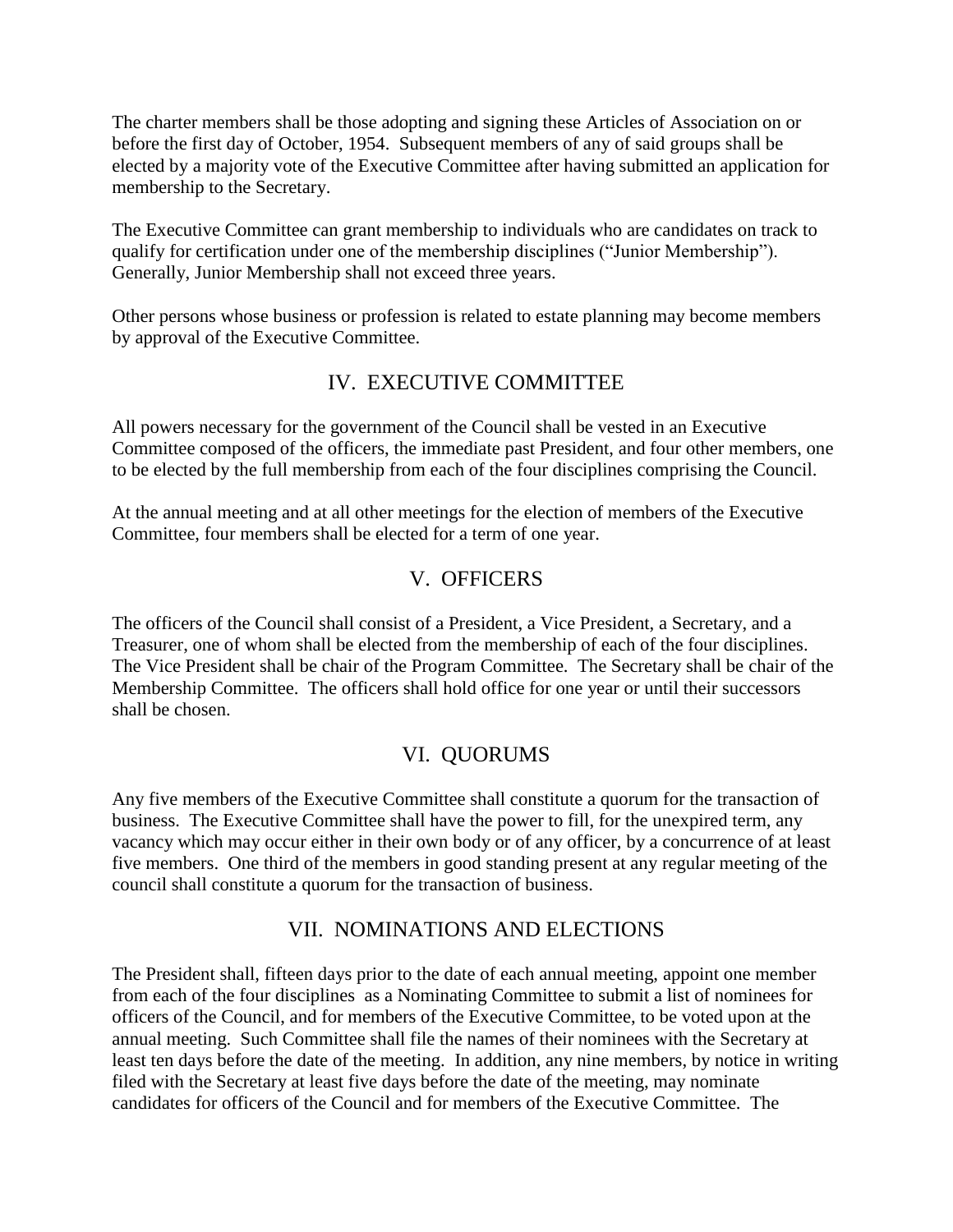The charter members shall be those adopting and signing these Articles of Association on or before the first day of October, 1954. Subsequent members of any of said groups shall be elected by a majority vote of the Executive Committee after having submitted an application for membership to the Secretary.

The Executive Committee can grant membership to individuals who are candidates on track to qualify for certification under one of the membership disciplines ("Junior Membership"). Generally, Junior Membership shall not exceed three years.

Other persons whose business or profession is related to estate planning may become members by approval of the Executive Committee.

## IV. EXECUTIVE COMMITTEE

All powers necessary for the government of the Council shall be vested in an Executive Committee composed of the officers, the immediate past President, and four other members, one to be elected by the full membership from each of the four disciplines comprising the Council.

At the annual meeting and at all other meetings for the election of members of the Executive Committee, four members shall be elected for a term of one year.

## V. OFFICERS

The officers of the Council shall consist of a President, a Vice President, a Secretary, and a Treasurer, one of whom shall be elected from the membership of each of the four disciplines. The Vice President shall be chair of the Program Committee. The Secretary shall be chair of the Membership Committee. The officers shall hold office for one year or until their successors shall be chosen.

## VI. QUORUMS

Any five members of the Executive Committee shall constitute a quorum for the transaction of business. The Executive Committee shall have the power to fill, for the unexpired term, any vacancy which may occur either in their own body or of any officer, by a concurrence of at least five members. One third of the members in good standing present at any regular meeting of the council shall constitute a quorum for the transaction of business.

## VII. NOMINATIONS AND ELECTIONS

The President shall, fifteen days prior to the date of each annual meeting, appoint one member from each of the four disciplines as a Nominating Committee to submit a list of nominees for officers of the Council, and for members of the Executive Committee, to be voted upon at the annual meeting. Such Committee shall file the names of their nominees with the Secretary at least ten days before the date of the meeting. In addition, any nine members, by notice in writing filed with the Secretary at least five days before the date of the meeting, may nominate candidates for officers of the Council and for members of the Executive Committee. The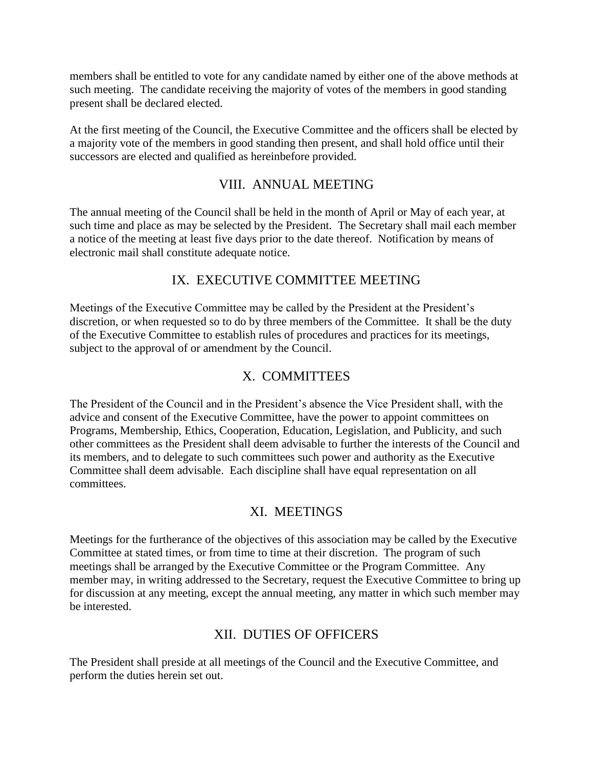members shall be entitled to vote for any candidate named by either one of the above methods at such meeting. The candidate receiving the majority of votes of the members in good standing present shall be declared elected.

At the first meeting of the Council, the Executive Committee and the officers shall be elected by a majority vote of the members in good standing then present, and shall hold office until their successors are elected and qualified as hereinbefore provided.

## VIII. ANNUAL MEETING

The annual meeting of the Council shall be held in the month of April or May of each year, at such time and place as may be selected by the President. The Secretary shall mail each member a notice of the meeting at least five days prior to the date thereof. Notification by means of electronic mail shall constitute adequate notice.

## IX. EXECUTIVE COMMITTEE MEETING

Meetings of the Executive Committee may be called by the President at the President's discretion, or when requested so to do by three members of the Committee. It shall be the duty of the Executive Committee to establish rules of procedures and practices for its meetings, subject to the approval of or amendment by the Council.

## X. COMMITTEES

The President of the Council and in the President's absence the Vice President shall, with the advice and consent of the Executive Committee, have the power to appoint committees on Programs, Membership, Ethics, Cooperation, Education, Legislation, and Publicity, and such other committees as the President shall deem advisable to further the interests of the Council and its members, and to delegate to such committees such power and authority as the Executive Committee shall deem advisable. Each discipline shall have equal representation on all committees.

## XI. MEETINGS

Meetings for the furtherance of the objectives of this association may be called by the Executive Committee at stated times, or from time to time at their discretion. The program of such meetings shall be arranged by the Executive Committee or the Program Committee. Any member may, in writing addressed to the Secretary, request the Executive Committee to bring up for discussion at any meeting, except the annual meeting, any matter in which such member may be interested.

## XII. DUTIES OF OFFICERS

The President shall preside at all meetings of the Council and the Executive Committee, and perform the duties herein set out.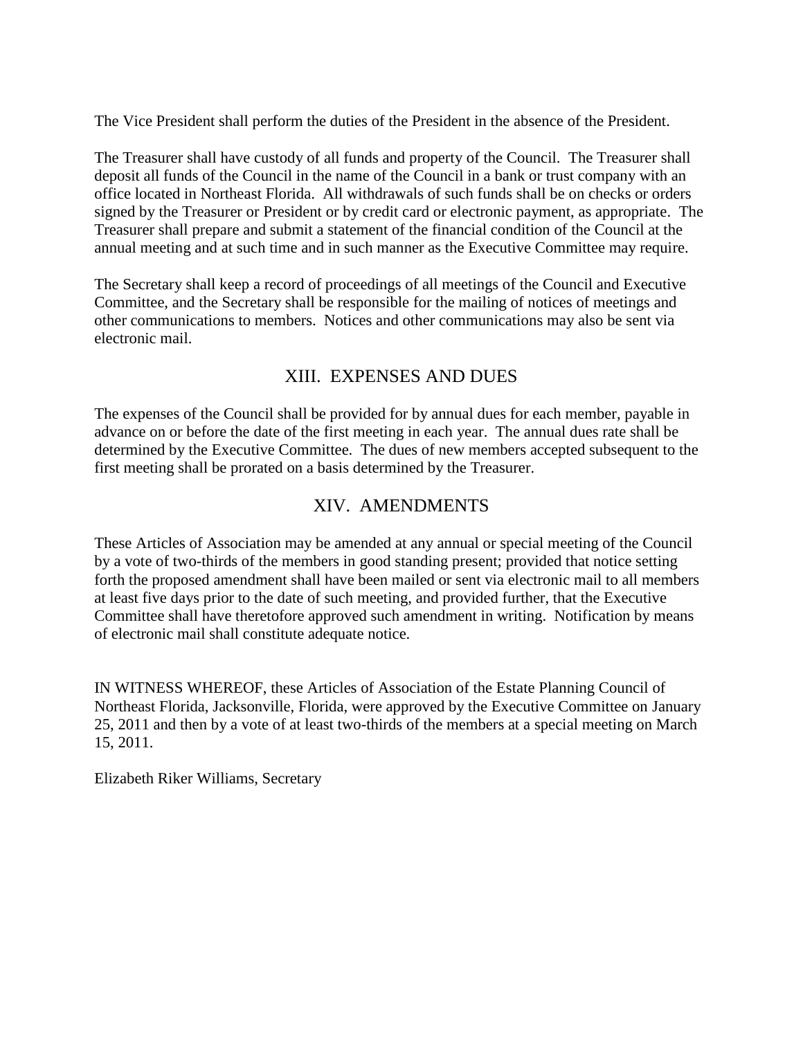The Vice President shall perform the duties of the President in the absence of the President.

The Treasurer shall have custody of all funds and property of the Council. The Treasurer shall deposit all funds of the Council in the name of the Council in a bank or trust company with an office located in Northeast Florida. All withdrawals of such funds shall be on checks or orders signed by the Treasurer or President or by credit card or electronic payment, as appropriate. The Treasurer shall prepare and submit a statement of the financial condition of the Council at the annual meeting and at such time and in such manner as the Executive Committee may require.

The Secretary shall keep a record of proceedings of all meetings of the Council and Executive Committee, and the Secretary shall be responsible for the mailing of notices of meetings and other communications to members. Notices and other communications may also be sent via electronic mail.

## XIII. EXPENSES AND DUES

The expenses of the Council shall be provided for by annual dues for each member, payable in advance on or before the date of the first meeting in each year. The annual dues rate shall be determined by the Executive Committee. The dues of new members accepted subsequent to the first meeting shall be prorated on a basis determined by the Treasurer.

## XIV. AMENDMENTS

These Articles of Association may be amended at any annual or special meeting of the Council by a vote of two-thirds of the members in good standing present; provided that notice setting forth the proposed amendment shall have been mailed or sent via electronic mail to all members at least five days prior to the date of such meeting, and provided further, that the Executive Committee shall have theretofore approved such amendment in writing. Notification by means of electronic mail shall constitute adequate notice.

IN WITNESS WHEREOF, these Articles of Association of the Estate Planning Council of Northeast Florida, Jacksonville, Florida, were approved by the Executive Committee on January 25, 2011 and then by a vote of at least two-thirds of the members at a special meeting on March 15, 2011.

Elizabeth Riker Williams, Secretary